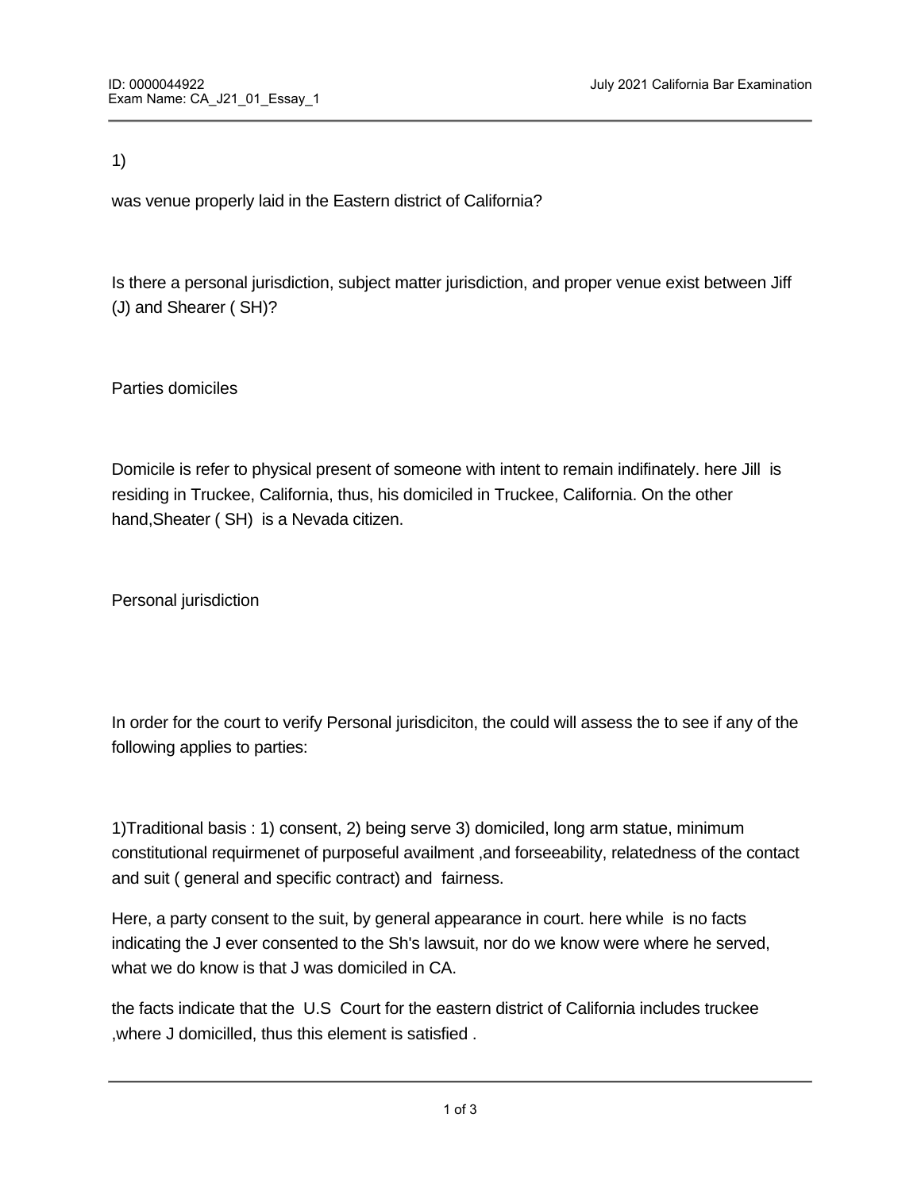1)

was venue properly laid in the Eastern district of California?

Is there a personal jurisdiction, subject matter jurisdiction, and proper venue exist between Jiff (J) and Shearer ( SH)?

Parties domiciles

Domicile is refer to physical present of someone with intent to remain indifinately. here Jill is residing in Truckee, California, thus, his domiciled in Truckee, California. On the other hand,Sheater ( SH) is a Nevada citizen.

Personal jurisdiction

In order for the court to verify Personal jurisdiciton, the could will assess the to see if any of the following applies to parties:

1)Traditional basis : 1) consent, 2) being serve 3) domiciled, long arm statue, minimum constitutional requirmenet of purposeful availment ,and forseeability, relatedness of the contact and suit ( general and specific contract) and fairness.

Here, a party consent to the suit, by general appearance in court. here while is no facts indicating the J ever consented to the Sh's lawsuit, nor do we know were where he served, what we do know is that J was domiciled in CA.

the facts indicate that the U.S Court for the eastern district of California includes truckee ,where J domicilled, thus this element is satisfied .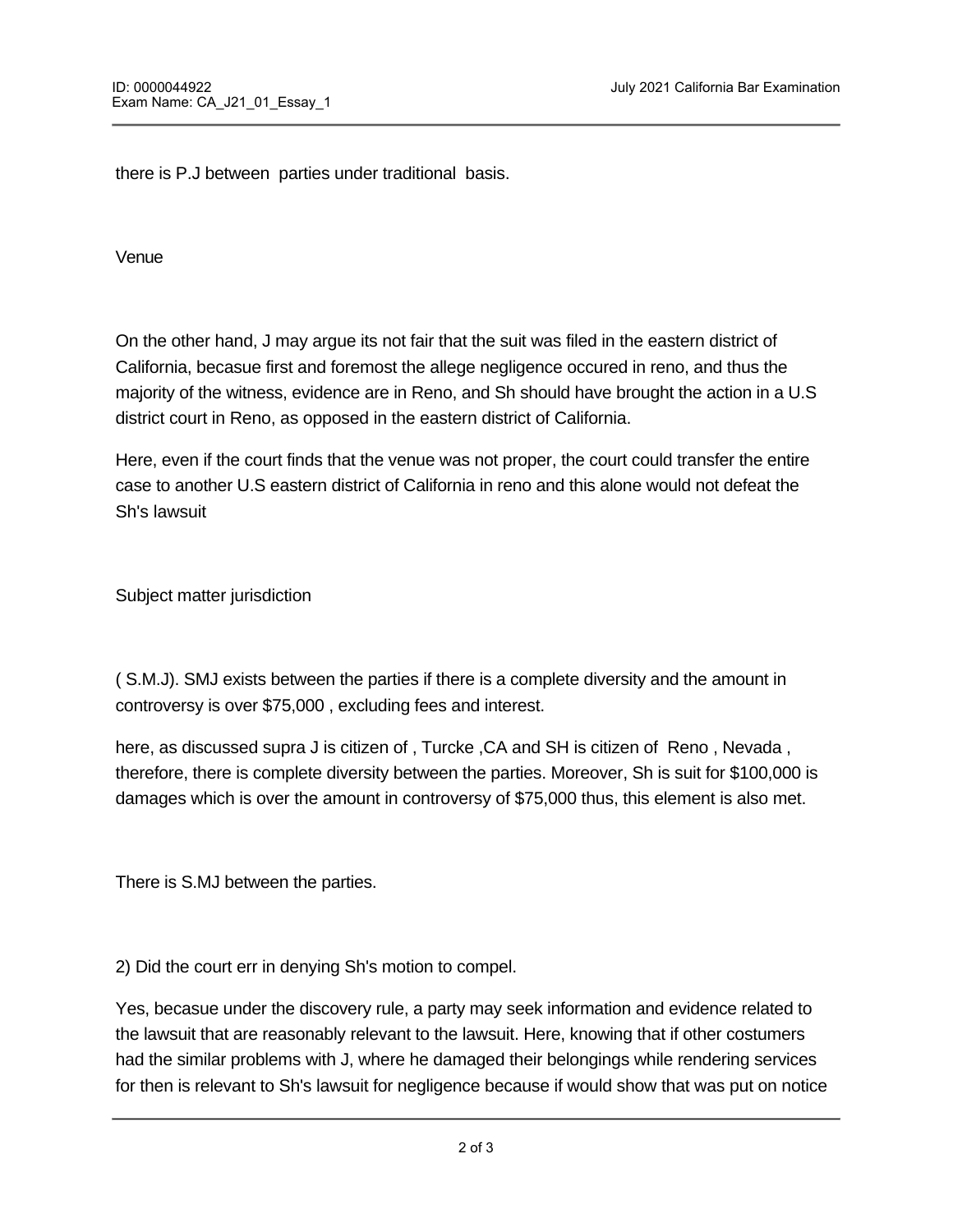there is P.J between  parties under traditional  basis.

Venue

On the other hand, J may argue its not fair that the suit was filed in the eastern district of California, becasue first and foremost the allege negligence occured in reno, and thus the majority of the witness, evidence are in Reno, and Sh should have brought the action in a U.S district court in Reno, as opposed in the eastern district of California.

Here, even if the court finds that the venue was not proper, the court could transfer the entire case to another U.S eastern district of California in reno and this alone would not defeat the Sh's lawsuit

Subject matter jurisdiction

( S.M.J). SMJ exists between the parties if there is a complete diversity and the amount in controversy is over $75,000 , excluding fees and interest.

here, as discussed supra J is citizen of , Turcke ,CA and SH is citizen of  Reno , Nevada , therefore, there is complete diversity between the parties. Moreover, Sh is suit for $100,000 is damages which is over the amount in controversy of $75,000 thus, this element is also met.

There is S.MJ between the parties.

2) Did the court err in denying Sh's motion to compel.

Yes, becasue under the discovery rule, a party may seek information and evidence related to the lawsuit that are reasonably relevant to the lawsuit. Here, knowing that if other costumers had the similar problems with J, where he damaged their belongings while rendering services for then is relevant to Sh's lawsuit for negligence because if would show that was put on notice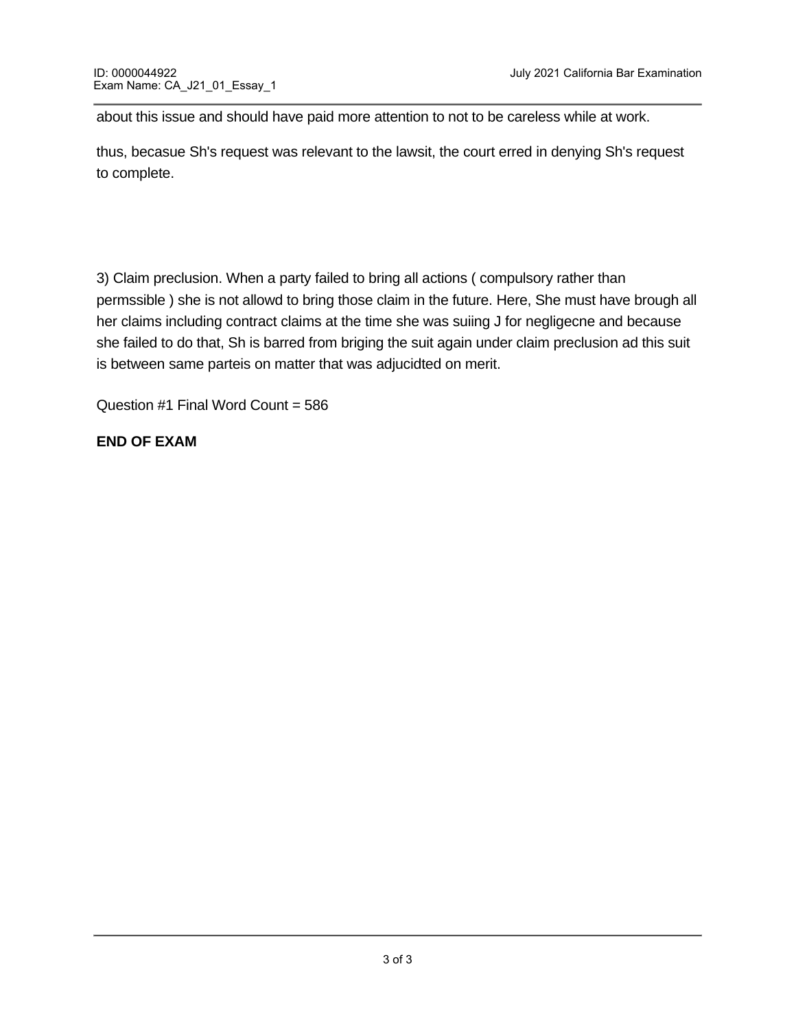about this issue and should have paid more attention to not to be careless while at work.

thus, becasue Sh's request was relevant to the lawsit, the court erred in denying Sh's request to complete.

3) Claim preclusion. When a party failed to bring all actions ( compulsory rather than permssible ) she is not allowd to bring those claim in the future. Here, She must have brough all her claims including contract claims at the time she was suiing J for negligecne and because she failed to do that, Sh is barred from briging the suit again under claim preclusion ad this suit is between same parteis on matter that was adjucidted on merit.

Question #1 Final Word Count = 586

**END OF EXAM**